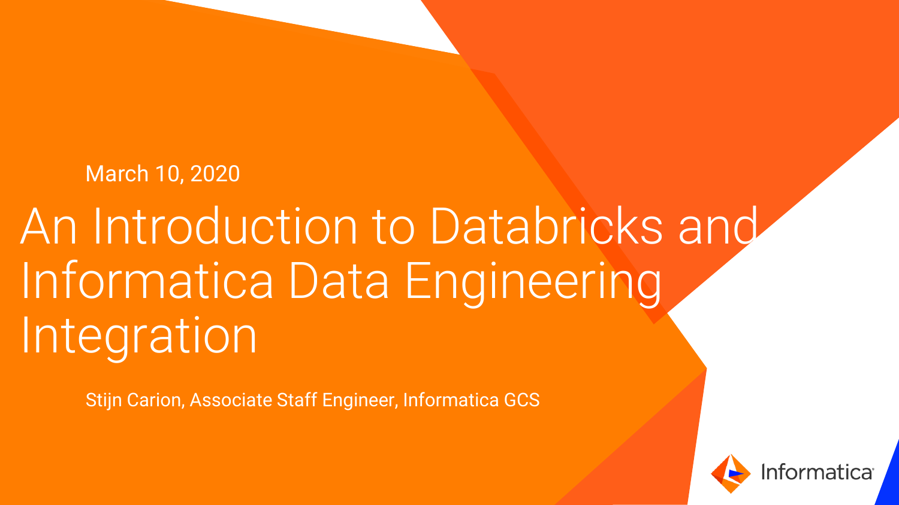March 10, 2020

# An Introduction to Databricks and Informatica Data Engineering Integration

Stijn Carion, Associate Staff Engineer, Informatica GCS

Informatica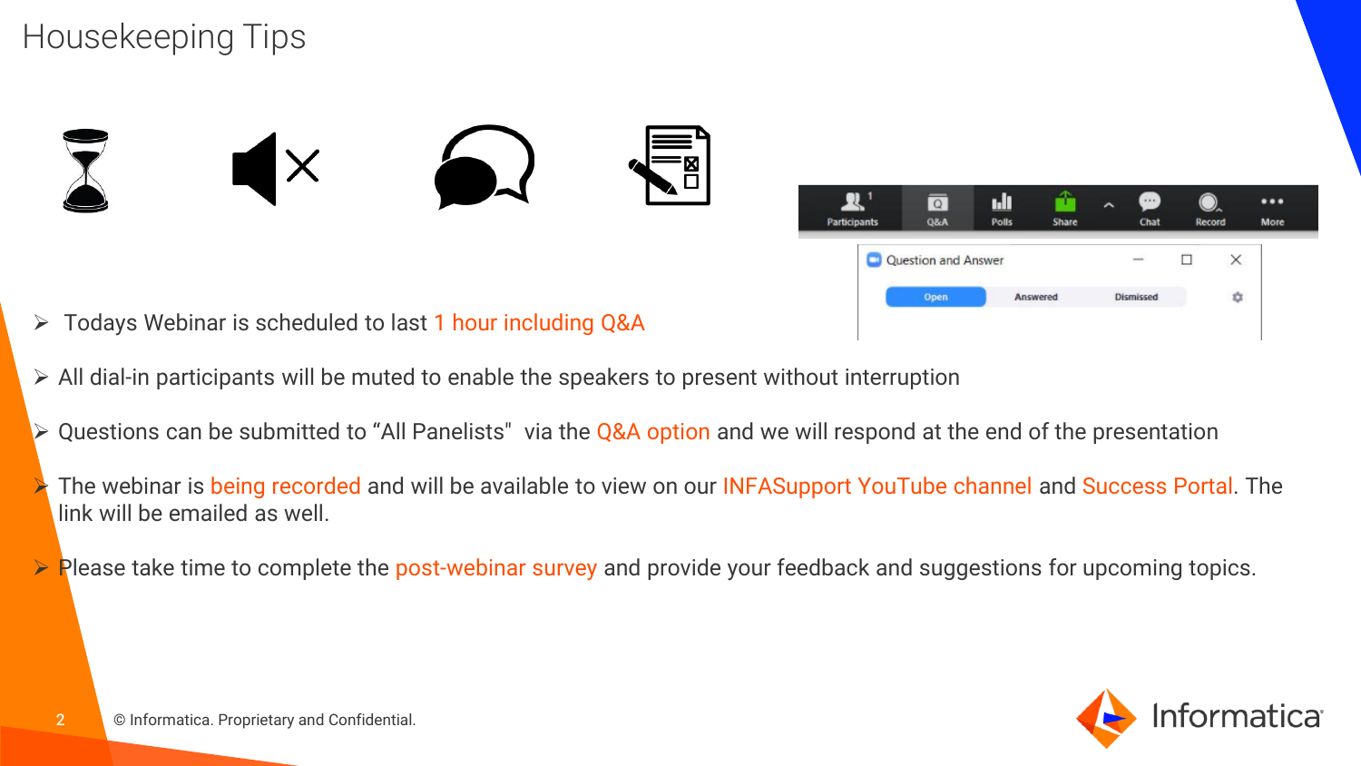# Housekeeping Tips

- Todays Webinar is scheduled to last 1 hour including Q&A
- All dial-in participants will be muted to enable the speakers to present without interruption
- Questions can be submitted to “All Panelists"  via the Q&A option and we will respond at the end of the presentation
- The webinar is being recorded and will be available to view on our INFASupport YouTube channel and Success Portal. The link will be emailed as well.
- Please take time to complete the post-webinar survey and provide your feedback and suggestions for upcoming topics.

© Informatica. Proprietary and Confidential.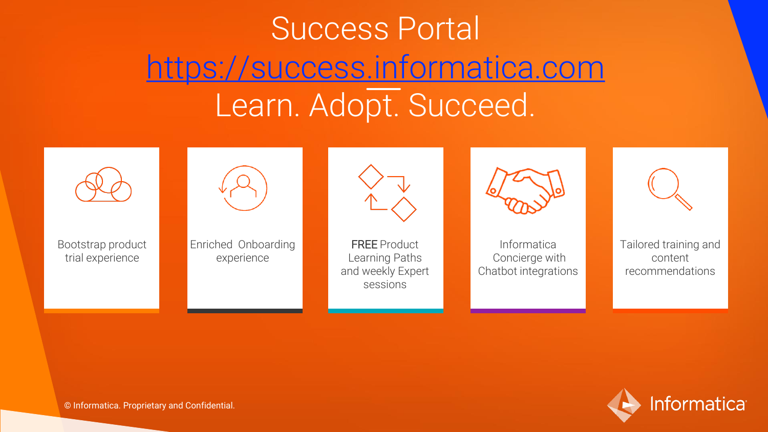# Success Portal

[https://success.informatica.com](https://success.informatica.com)

## Learn. Adopt. Succeed.

- Bootstrap product trial experience
- Enriched Onboarding experience
- FREE Product Learning Paths and weekly Expert sessions
- Informatica Concierge with Chatbot integrations
- Tailored training and content recommendations

© Informatica. Proprietary and Confidential.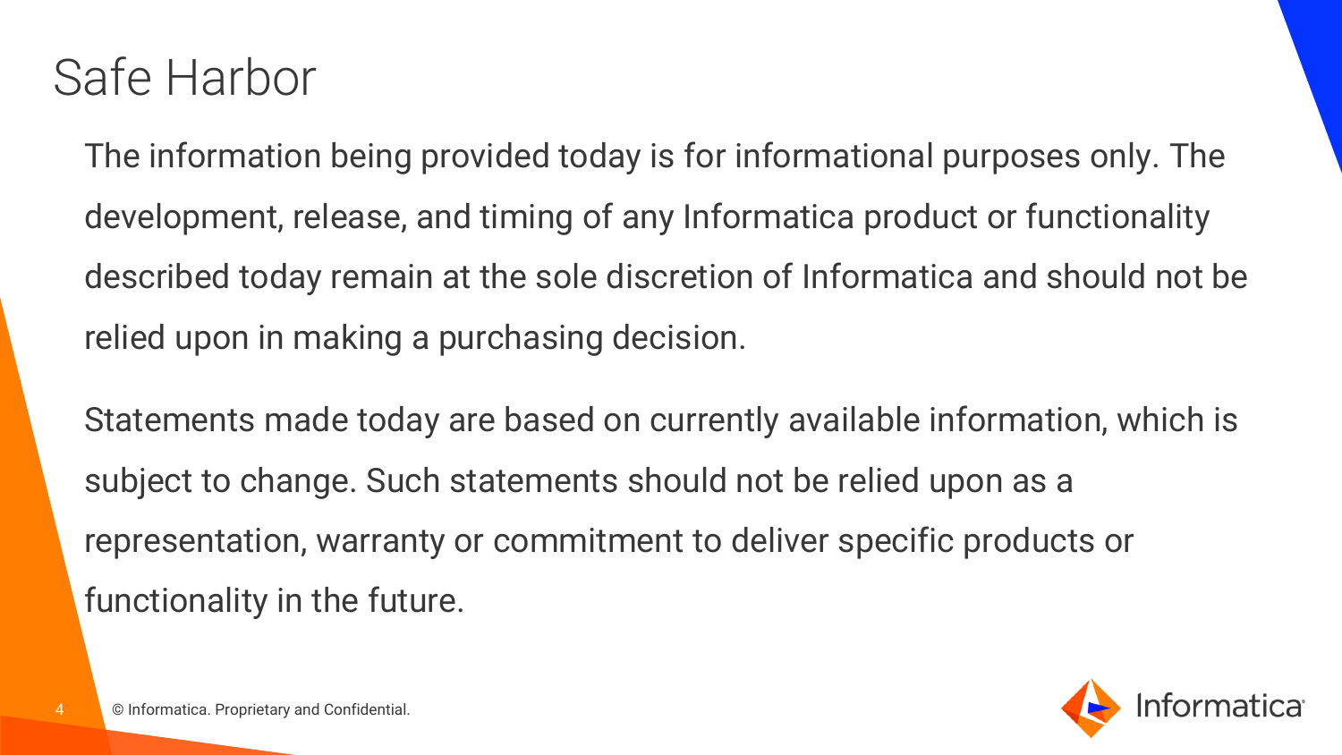# Safe Harbor

The information being provided today is for informational purposes only. The development, release, and timing of any Informatica product or functionality described today remain at the sole discretion of Informatica and should not be relied upon in making a purchasing decision.

Statements made today are based on currently available information, which is subject to change. Such statements should not be relied upon as a representation, warranty or commitment to deliver specific products or functionality in the future.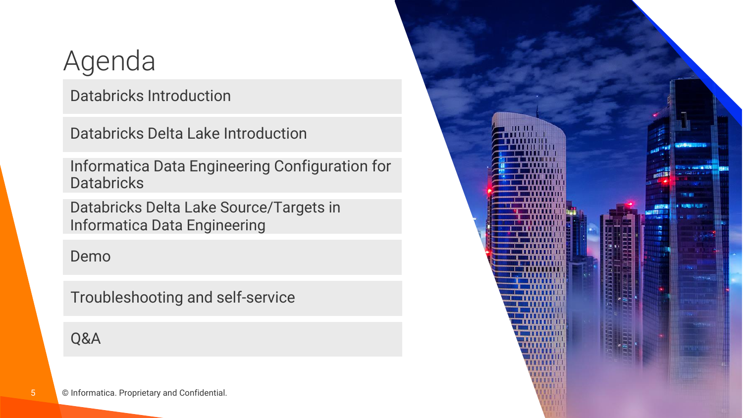# Agenda

- Databricks Introduction
- Databricks Delta Lake Introduction
- Informatica Data Engineering Configuration for Databricks
- Databricks Delta Lake Source/Targets in Informatica Data Engineering
- Demo
- Troubleshooting and self-service
- Q&A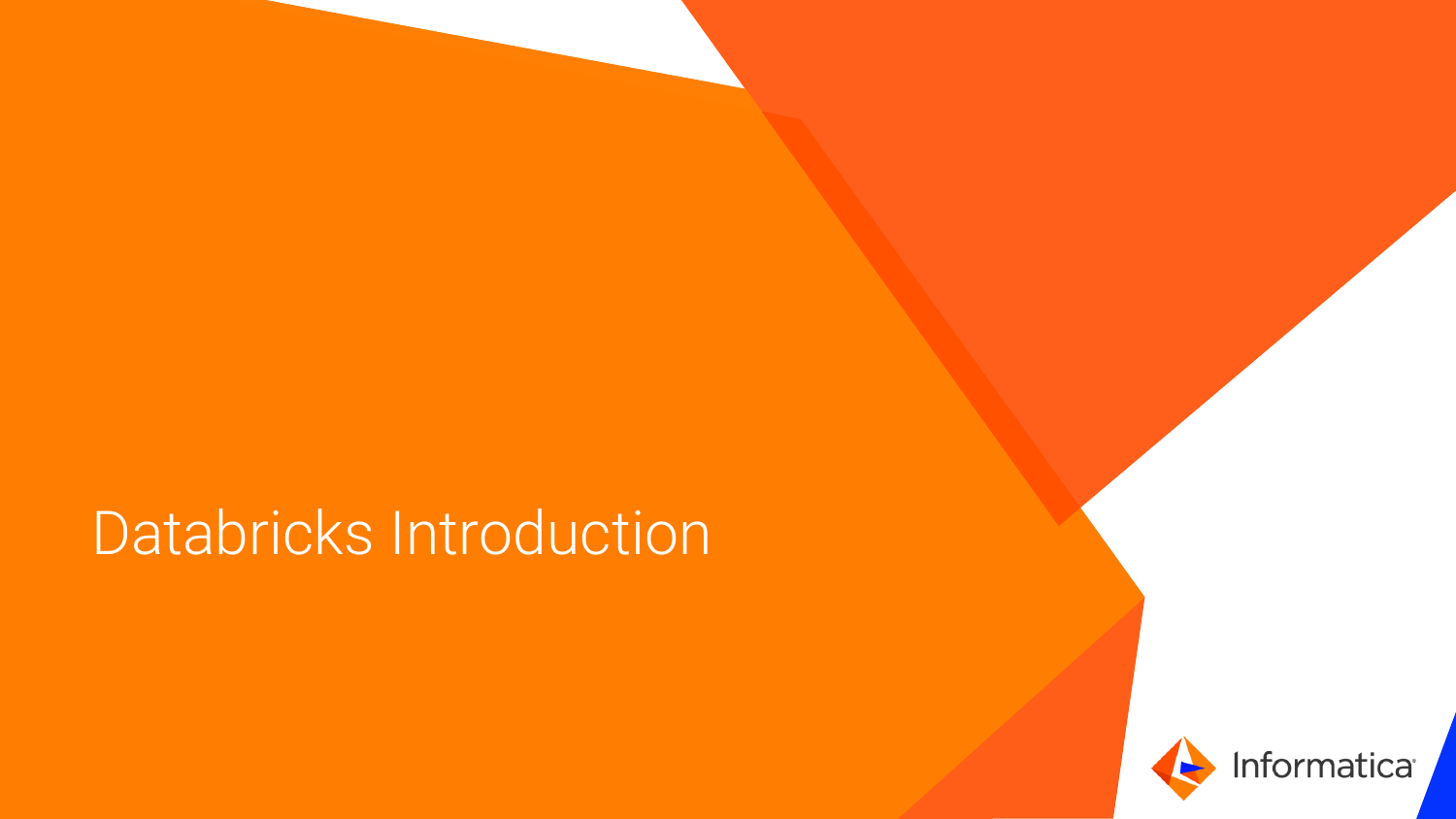# Databricks Introduction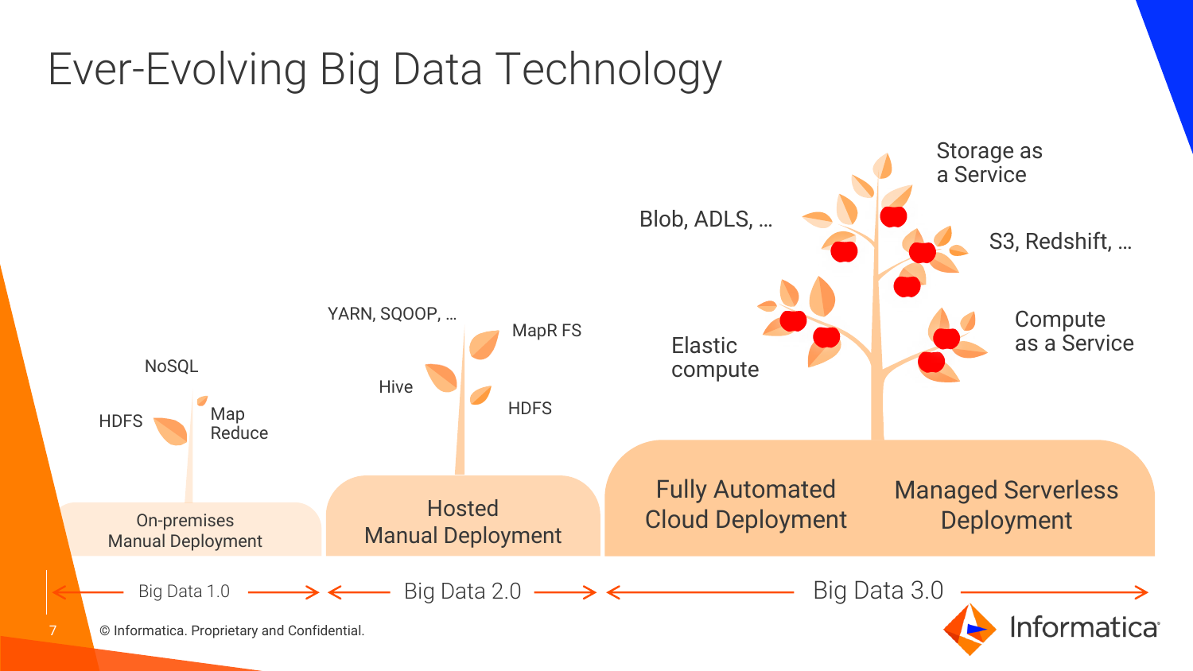# Ever-Evolving Big Data Technology

HDFS

NoSQL

Map Reduce

On-premises Manual Deployment

YARN, SQOOP, ...

Hive

MapR FS

HDFS

Hosted Manual Deployment

Blob, ADLS, ...

Storage as a Service

S3, Redshift, ...

Elastic compute

Compute as a Service

Fully Automated Cloud Deployment

Managed Serverless Deployment

Big Data 1.0 → Big Data 2.0 → Big Data 3.0

© Informatica. Proprietary and Confidential.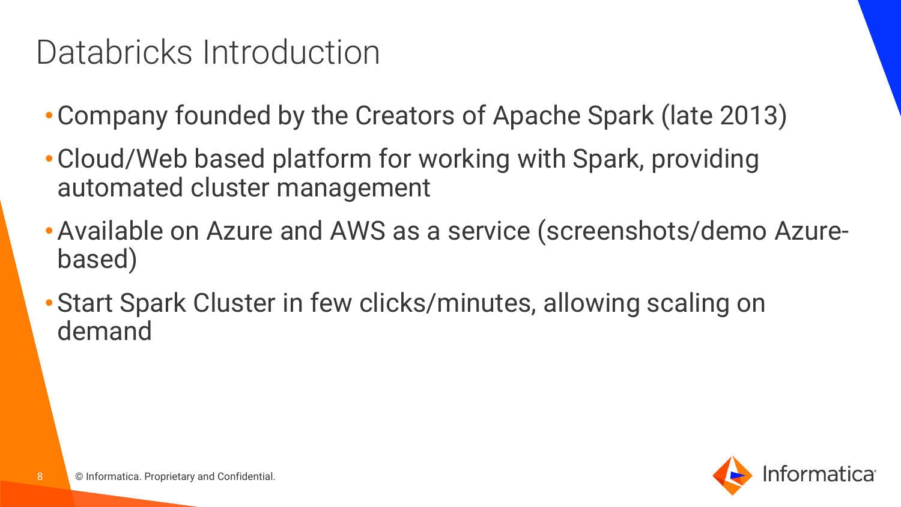# Databricks Introduction

- Company founded by the Creators of Apache Spark (late 2013)
- Cloud/Web based platform for working with Spark, providing automated cluster management
- Available on Azure and AWS as a service (screenshots/demo Azure-based)
- Start Spark Cluster in few clicks/minutes, allowing scaling on demand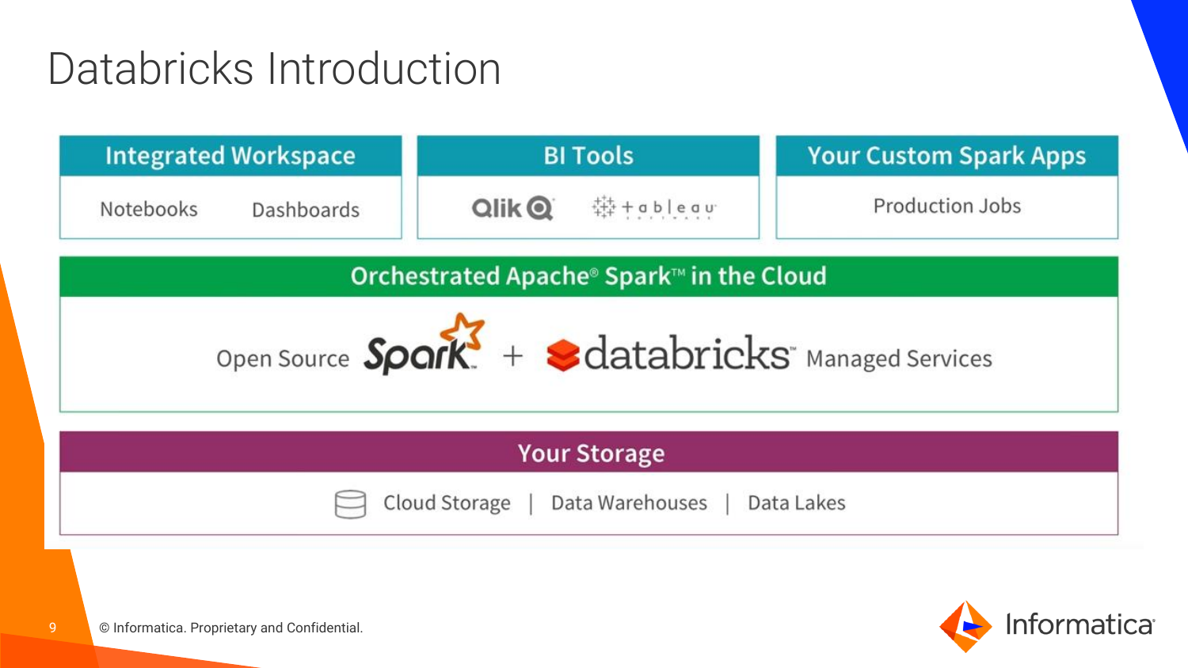# Databricks Introduction

## Integrated Workspace

Notebooks | Dashboards

## BI Tools

Qlik | tableau

## Your Custom Spark Apps

Production Jobs

## Orchestrated Apache® Spark™ in the Cloud

Open Source Spark + databricks Managed Services

## Your Storage

Cloud Storage | Data Warehouses | Data Lakes

© Informatica. Proprietary and Confidential.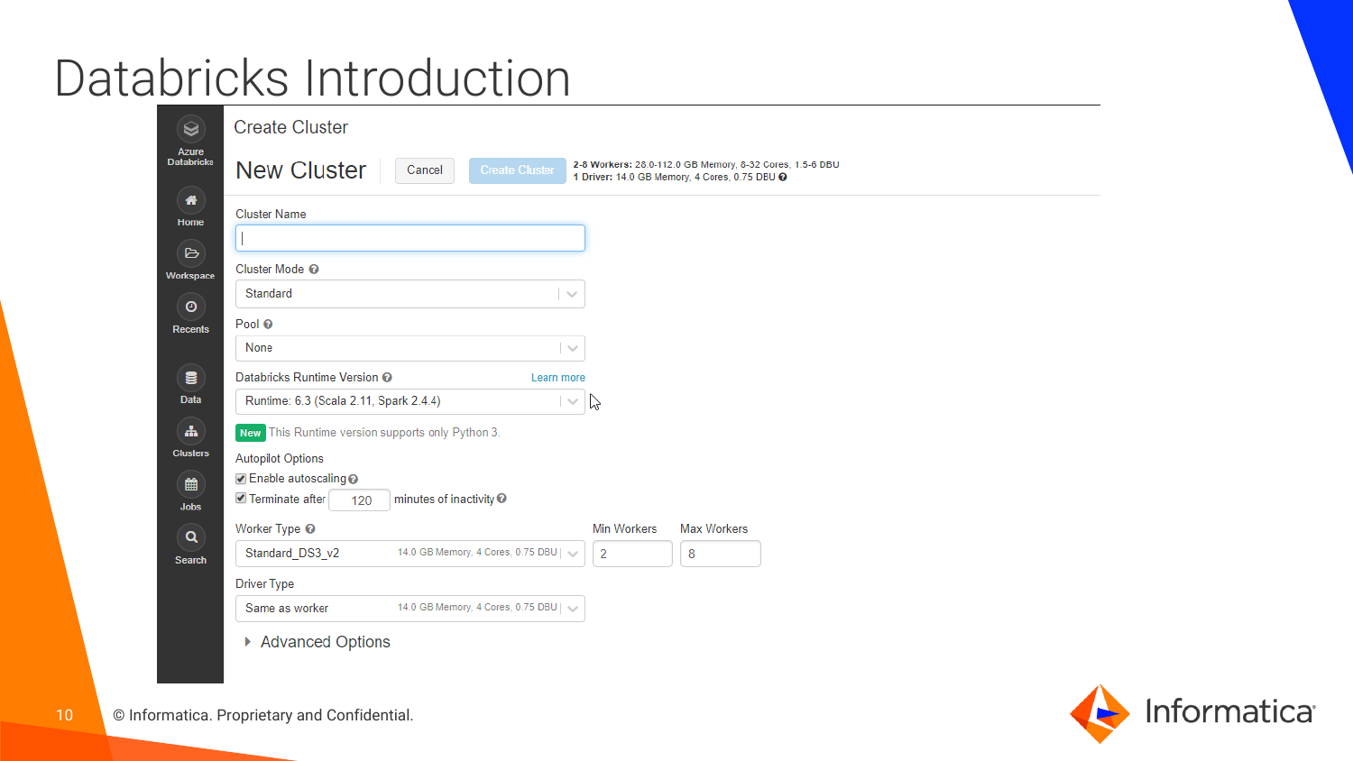# Databricks Introduction

Azure Databricks

Home

Workspace

Recents

Data

Clusters

Jobs

Search

Create Cluster

## New Cluster

Cancel | Create Cluster

**2-8 Workers:** 28.0-112.0 GB Memory, 8-32 Cores, 1.5-6 DBU
**1 Driver:** 14.0 GB Memory, 4 Cores, 0.75 DBU

Cluster Name

Cluster Mode: Standard

Pool: None

Databricks Runtime Version: Runtime: 6.3 (Scala 2.11, Spark 2.4.4) — Learn more

New — This Runtime version supports only Python 3.

Autopilot Options

- [x] Enable autoscaling
- [x] Terminate after 120 minutes of inactivity

Worker Type: Standard_DS3_v2 — 14.0 GB Memory, 4 Cores, 0.75 DBU

Min Workers: 2

Max Workers: 8

Driver Type: Same as worker — 14.0 GB Memory, 4 Cores, 0.75 DBU

Advanced Options

© Informatica. Proprietary and Confidential.

Informatica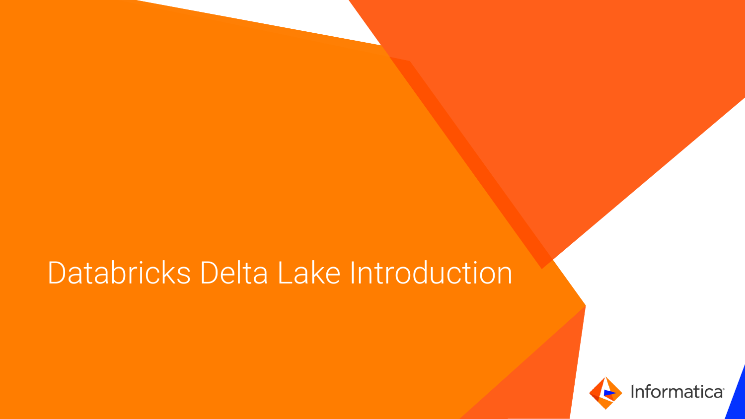# Databricks Delta Lake Introduction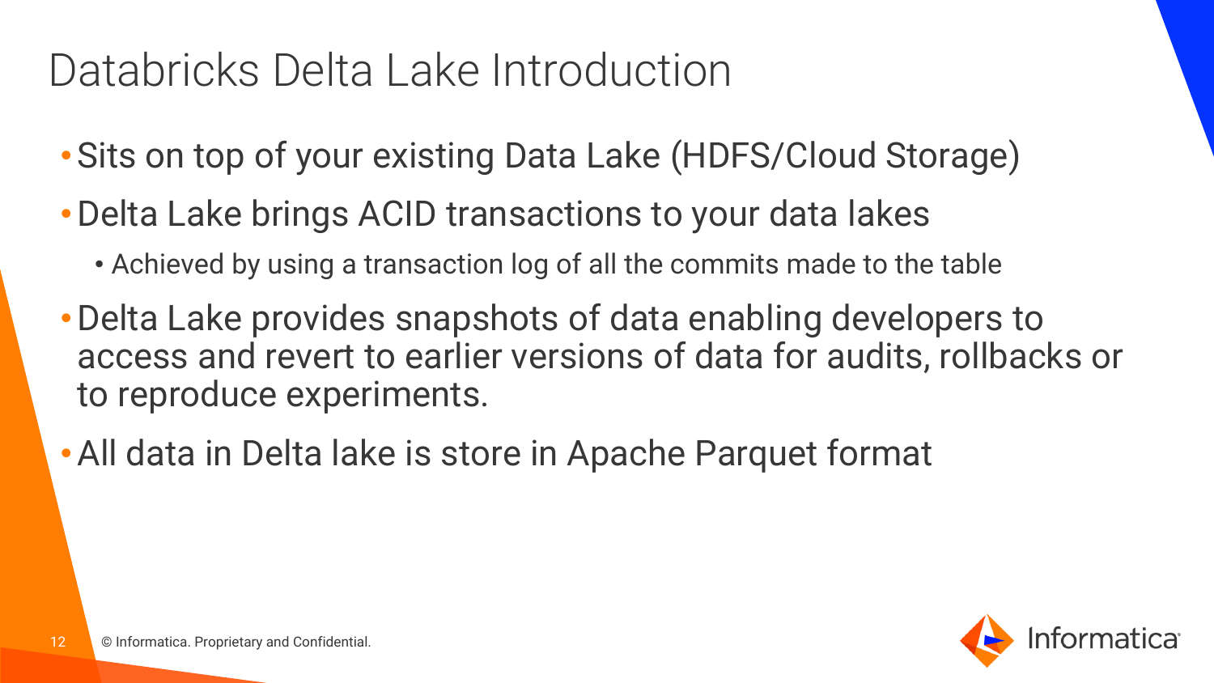# Databricks Delta Lake Introduction

- Sits on top of your existing Data Lake (HDFS/Cloud Storage)
- Delta Lake brings ACID transactions to your data lakes
  - Achieved by using a transaction log of all the commits made to the table
- Delta Lake provides snapshots of data enabling developers to access and revert to earlier versions of data for audits, rollbacks or to reproduce experiments.
- All data in Delta lake is store in Apache Parquet format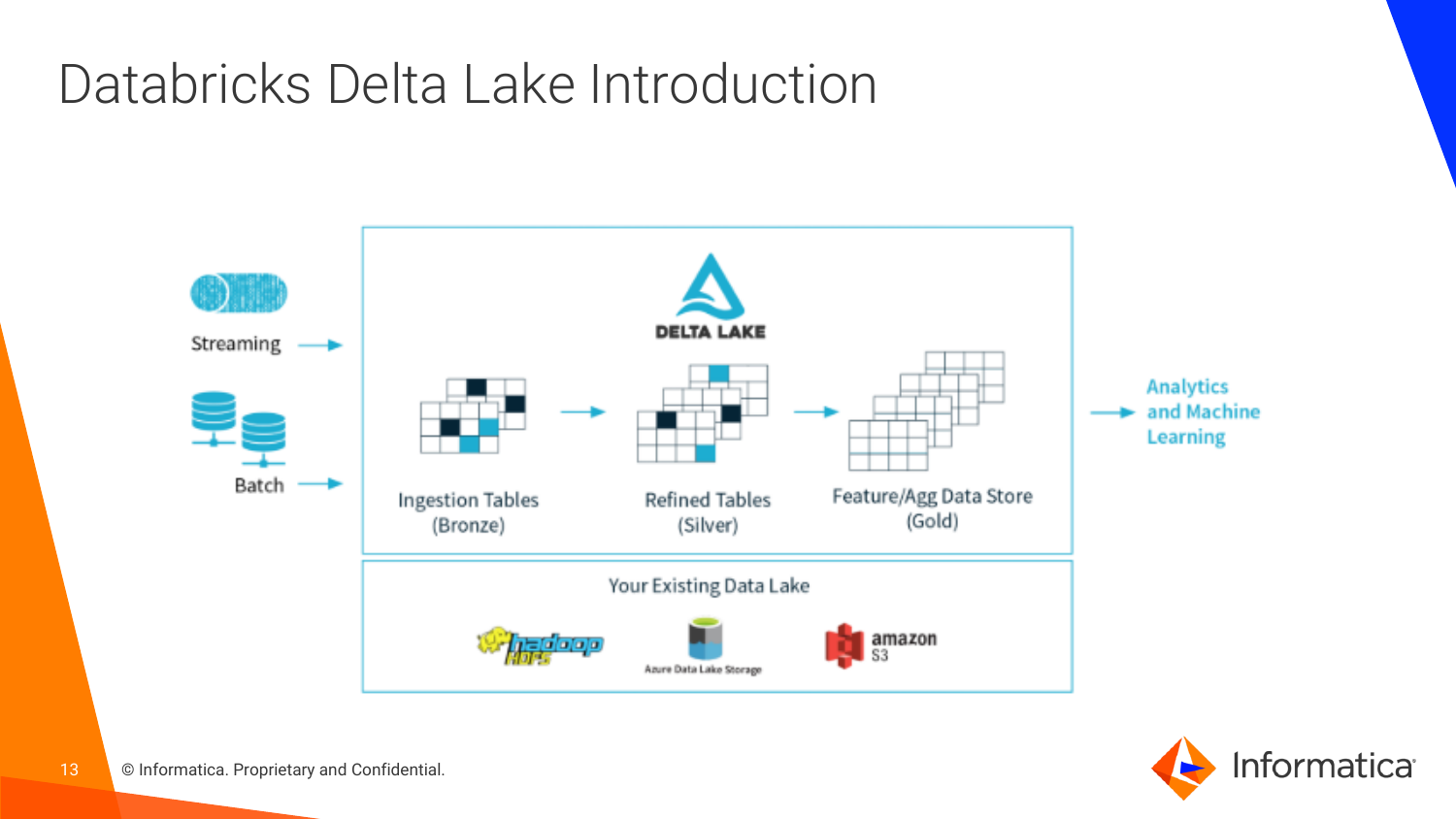# Databricks Delta Lake Introduction

Streaming →

Batch →

DELTA LAKE

Ingestion Tables (Bronze) → Refined Tables (Silver) → Feature/Agg Data Store (Gold)

→ Analytics and Machine Learning

Your Existing Data Lake

hadoop HDFS

Azure Data Lake Storage

amazon S3

© Informatica. Proprietary and Confidential.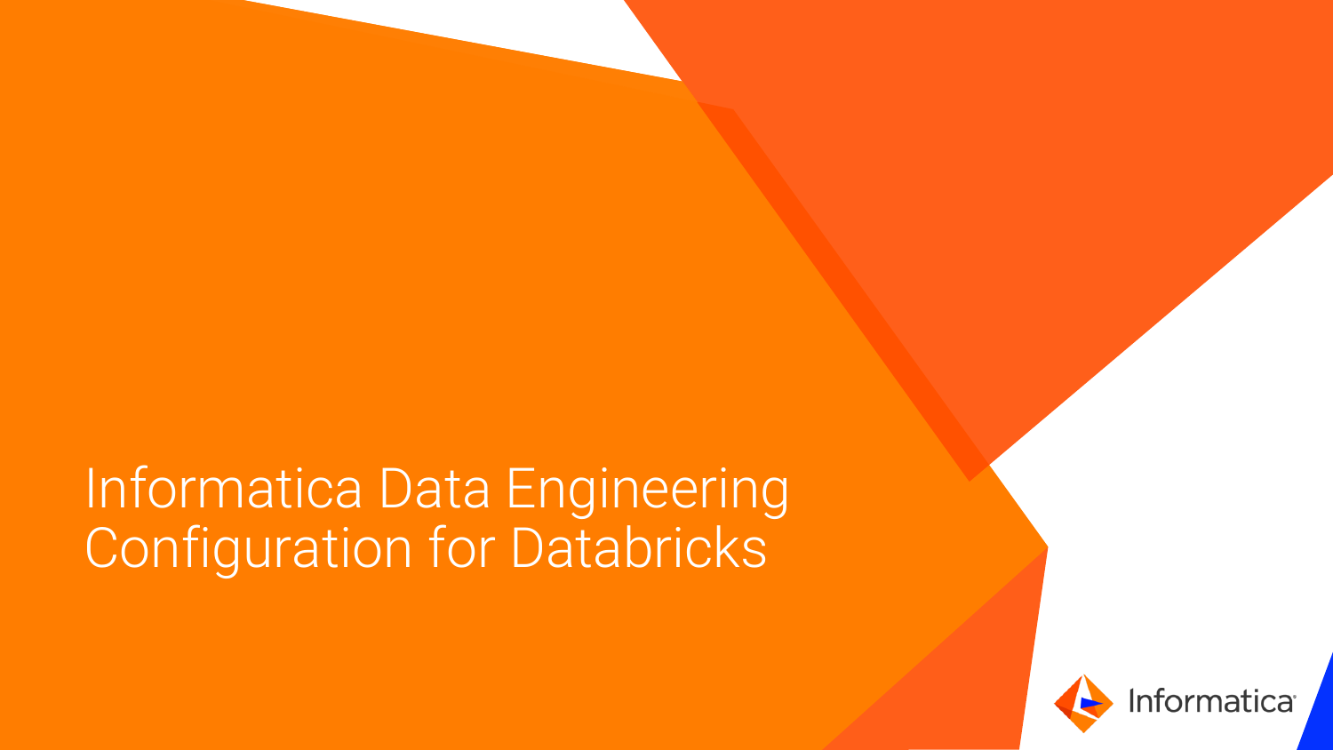# Informatica Data Engineering Configuration for Databricks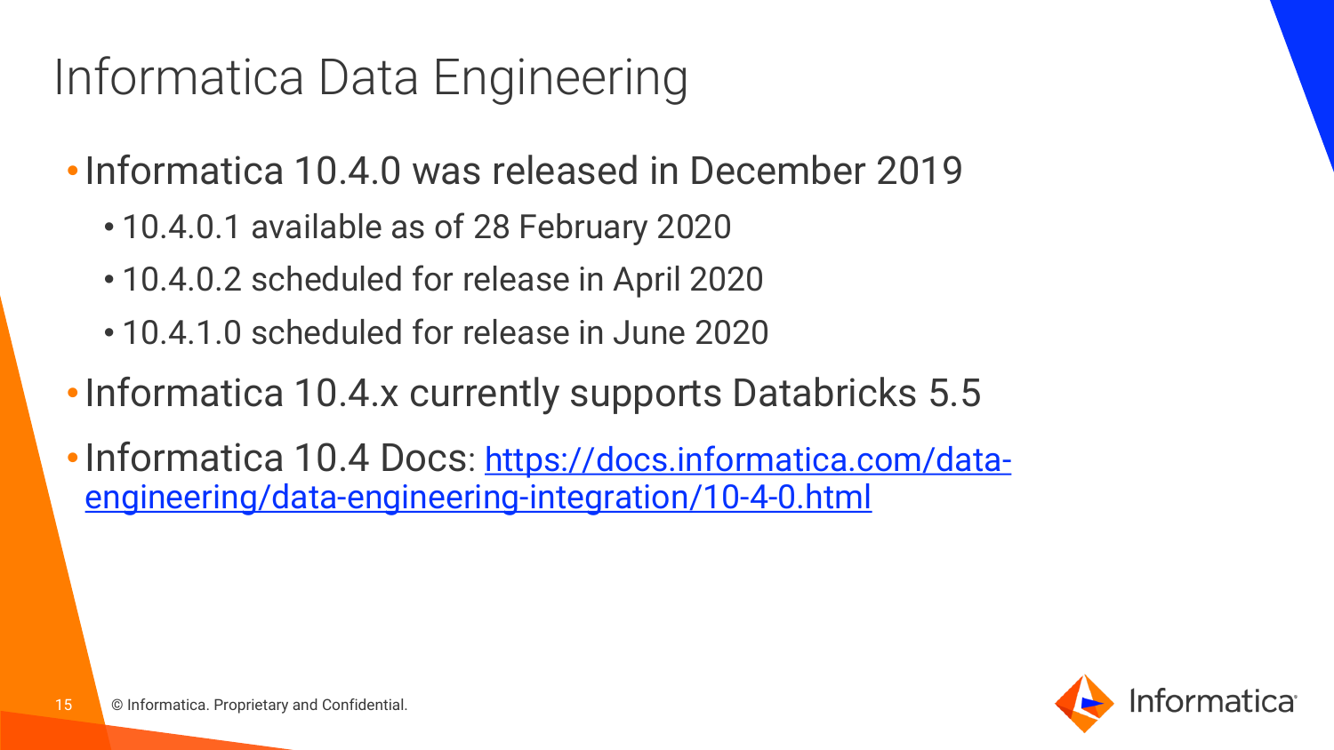# Informatica Data Engineering

- Informatica 10.4.0 was released in December 2019
  - 10.4.0.1 available as of 28 February 2020
  - 10.4.0.2 scheduled for release in April 2020
  - 10.4.1.0 scheduled for release in June 2020
- Informatica 10.4.x currently supports Databricks 5.5
- Informatica 10.4 Docs: https://docs.informatica.com/data-engineering/data-engineering-integration/10-4-0.html

© Informatica. Proprietary and Confidential.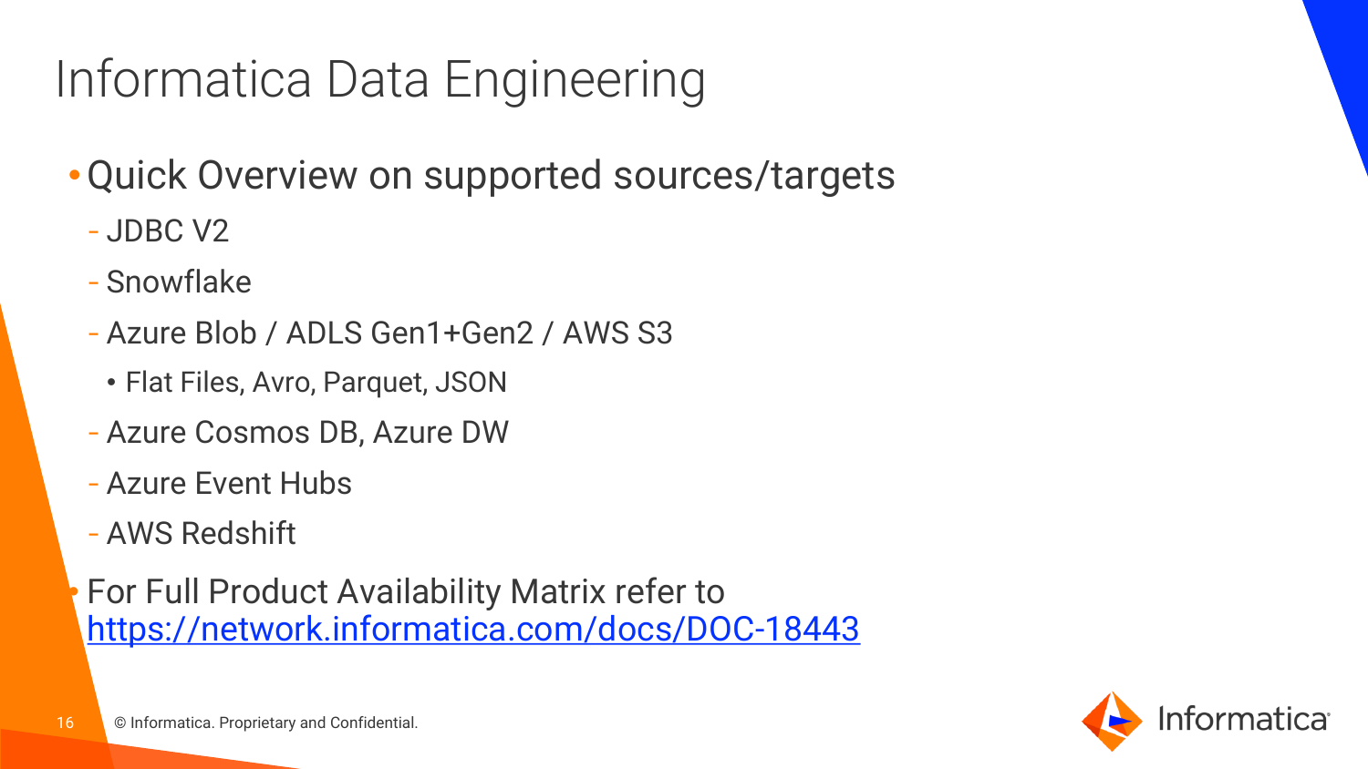# Informatica Data Engineering

- Quick Overview on supported sources/targets
  - JDBC V2
  - Snowflake
  - Azure Blob / ADLS Gen1+Gen2 / AWS S3
    - Flat Files, Avro, Parquet, JSON
  - Azure Cosmos DB, Azure DW
  - Azure Event Hubs
  - AWS Redshift
- For Full Product Availability Matrix refer to [https://network.informatica.com/docs/DOC-18443](https://network.informatica.com/docs/DOC-18443)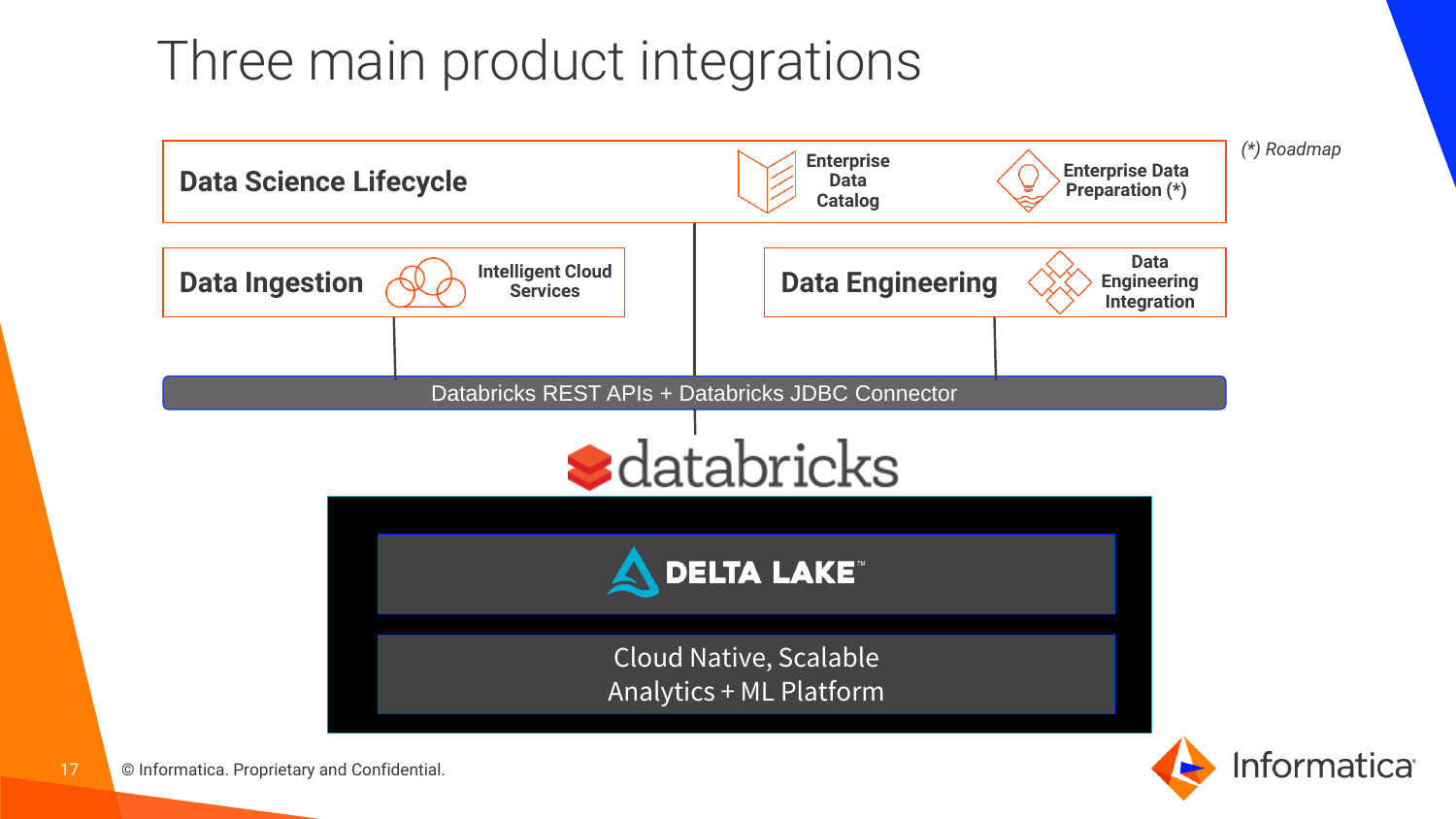# Three main product integrations

*(\*) Roadmap*

**Data Science Lifecycle**
- Enterprise Data Catalog
- Enterprise Data Preparation (*)

**Data Ingestion**
- Intelligent Cloud Services

**Data Engineering**
- Data Engineering Integration

Databricks REST APIs + Databricks JDBC Connector

databricks

DELTA LAKE™

Cloud Native, Scalable Analytics + ML Platform

© Informatica. Proprietary and Confidential.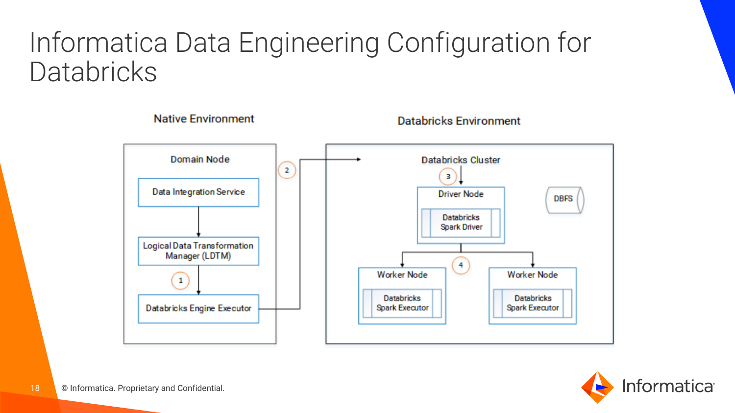# Informatica Data Engineering Configuration for Databricks

Native Environment

Domain Node

Data Integration Service

Logical Data Transformation Manager (LDTM)

1

Databricks Engine Executor

2

Databricks Environment

Databricks Cluster

3

Driver Node

Databricks Spark Driver

DBFS

4

Worker Node

Databricks Spark Executor

Worker Node

Databricks Spark Executor

© Informatica. Proprietary and Confidential.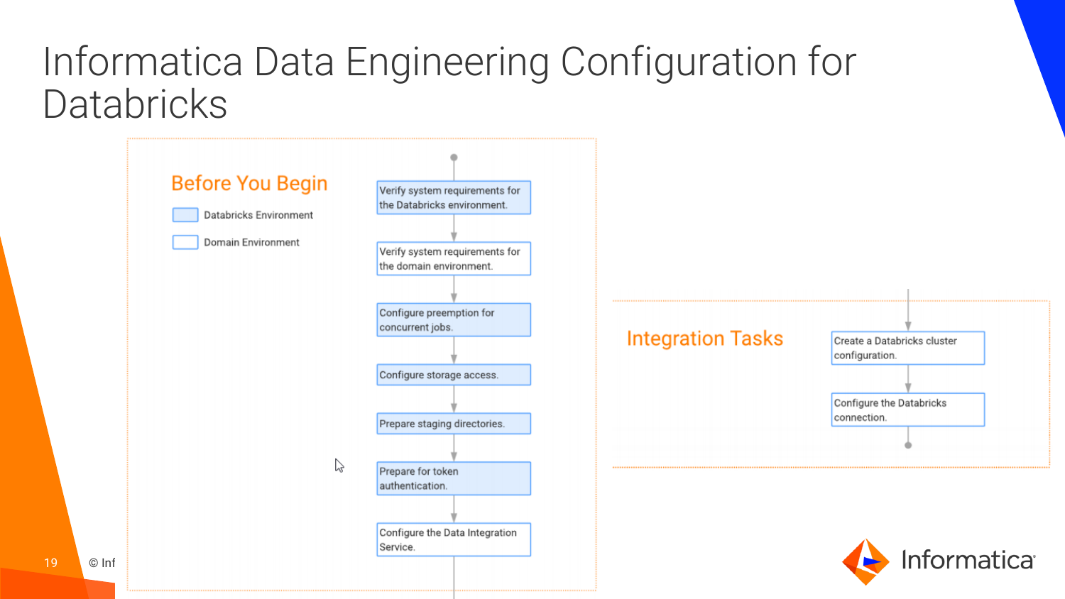# Informatica Data Engineering Configuration for Databricks

## Before You Begin

- Databricks Environment
- Domain Environment

1. Verify system requirements for the Databricks environment.
2. Verify system requirements for the domain environment.
3. Configure preemption for concurrent jobs.
4. Configure storage access.
5. Prepare staging directories.
6. Prepare for token authentication.
7. Configure the Data Integration Service.

## Integration Tasks

1. Create a Databricks cluster configuration.
2. Configure the Databricks connection.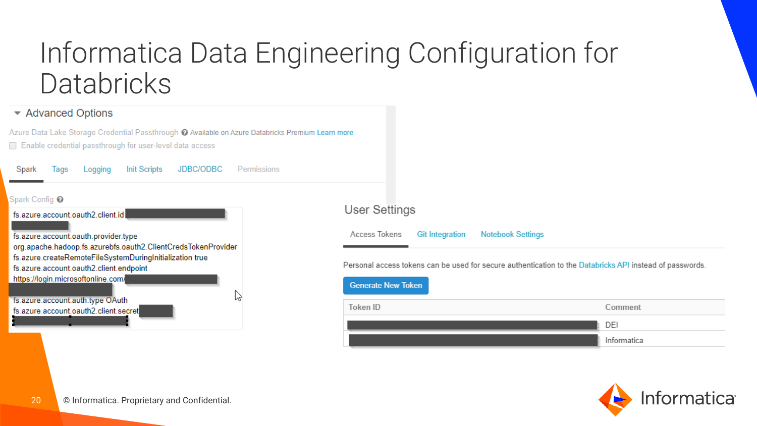# Informatica Data Engineering Configuration for Databricks

## Advanced Options

Azure Data Lake Storage Credential Passthrough — Available on Azure Databricks Premium Learn more

Enable credential passthrough for user-level data access

Spark | Tags | Logging | Init Scripts | JDBC/ODBC | Permissions

Spark Config

```
fs.azure.account.oauth2.client.id
fs.azure.account.oauth.provider.type
org.apache.hadoop.fs.azurebfs.oauth2.ClientCredsTokenProvider
fs.azure.createRemoteFileSystemDuringInitialization true
fs.azure.account.oauth2.client.endpoint
https://login.microsoftonline.com/
fs.azure.account.auth.type OAuth
fs.azure.account.oauth2.client.secret
```

## User Settings

Access Tokens | Git Integration | Notebook Settings

Personal access tokens can be used for secure authentication to the Databricks API instead of passwords.

Generate New Token

| Token ID | Comment |
| --- | --- |
| | DEI |
| | Informatica |

© Informatica. Proprietary and Confidential.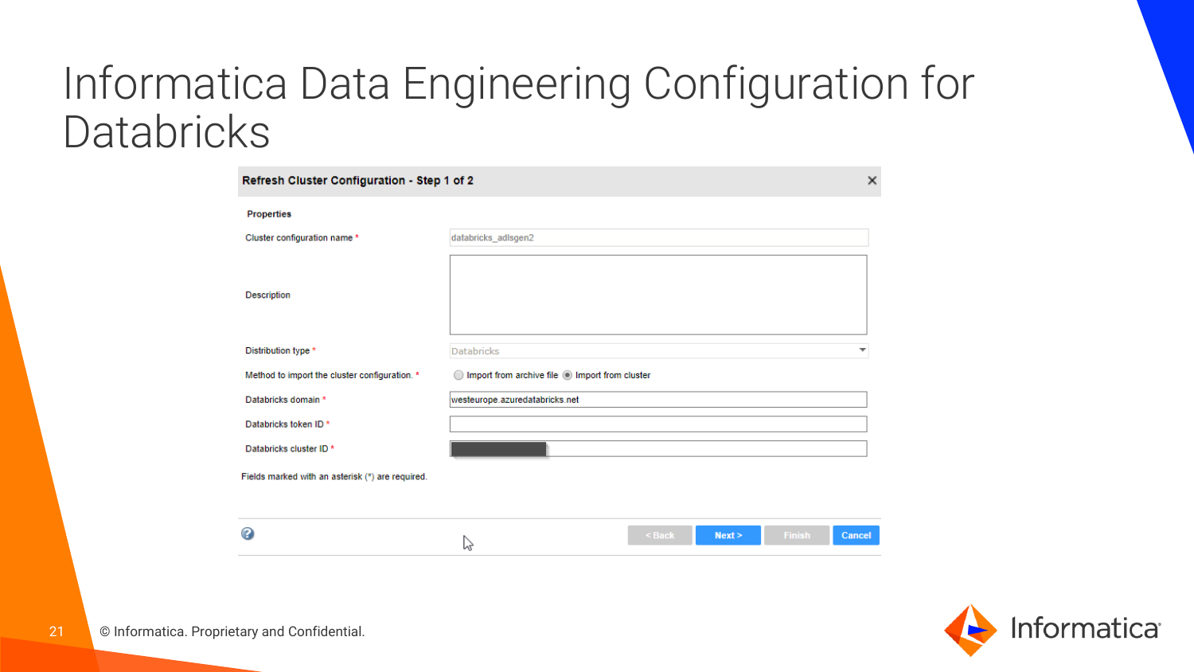# Informatica Data Engineering Configuration for Databricks

**Refresh Cluster Configuration - Step 1 of 2**

**Properties**

| Field | Value |
|---|---|
| Cluster configuration name * | databricks_adlsgen2 |
| Description | |
| Distribution type * | Databricks |
| Method to import the cluster configuration. * | ○ Import from archive file ◉ Import from cluster |
| Databricks domain * | westeurope.azuredatabricks.net |
| Databricks token ID * | |
| Databricks cluster ID * | |

Fields marked with an asterisk (*) are required.

< Back | Next > | Finish | Cancel

© Informatica. Proprietary and Confidential.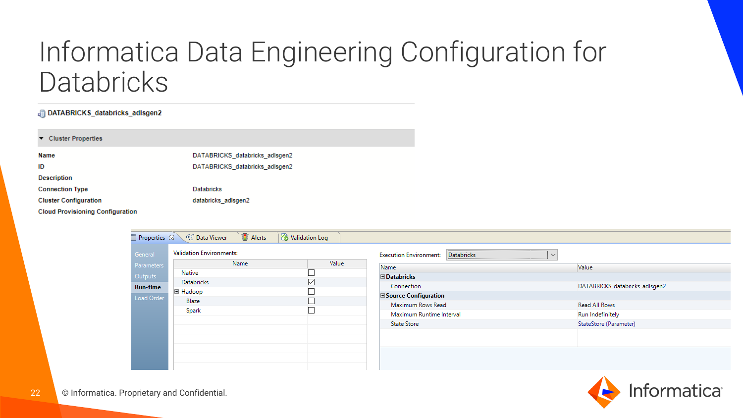# Informatica Data Engineering Configuration for Databricks

DATABRICKS_databricks_adlsgen2

**Cluster Properties**

| | |
|---|---|
| **Name** | DATABRICKS_databricks_adlsgen2 |
| **ID** | DATABRICKS_databricks_adlsgen2 |
| **Description** | |
| **Connection Type** | Databricks |
| **Cluster Configuration** | databricks_adlsgen2 |
| **Cloud Provisioning Configuration** | |

Properties | Data Viewer | Alerts | Validation Log

General
Parameters
Outputs
**Run-time**
Load Order

Validation Environments:

| Name | Value |
|---|---|
| Native | ☐ |
| Databricks | ☑ |
| Hadoop | ☐ |
| Blaze | ☐ |
| Spark | ☐ |

Execution Environment: Databricks

| Name | Value |
|---|---|
| **Databricks** | |
| Connection | DATABRICKS_databricks_adlsgen2 |
| **Source Configuration** | |
| Maximum Rows Read | Read All Rows |
| Maximum Runtime Interval | Run Indefinitely |
| State Store | StateStore (Parameter) |

© Informatica. Proprietary and Confidential.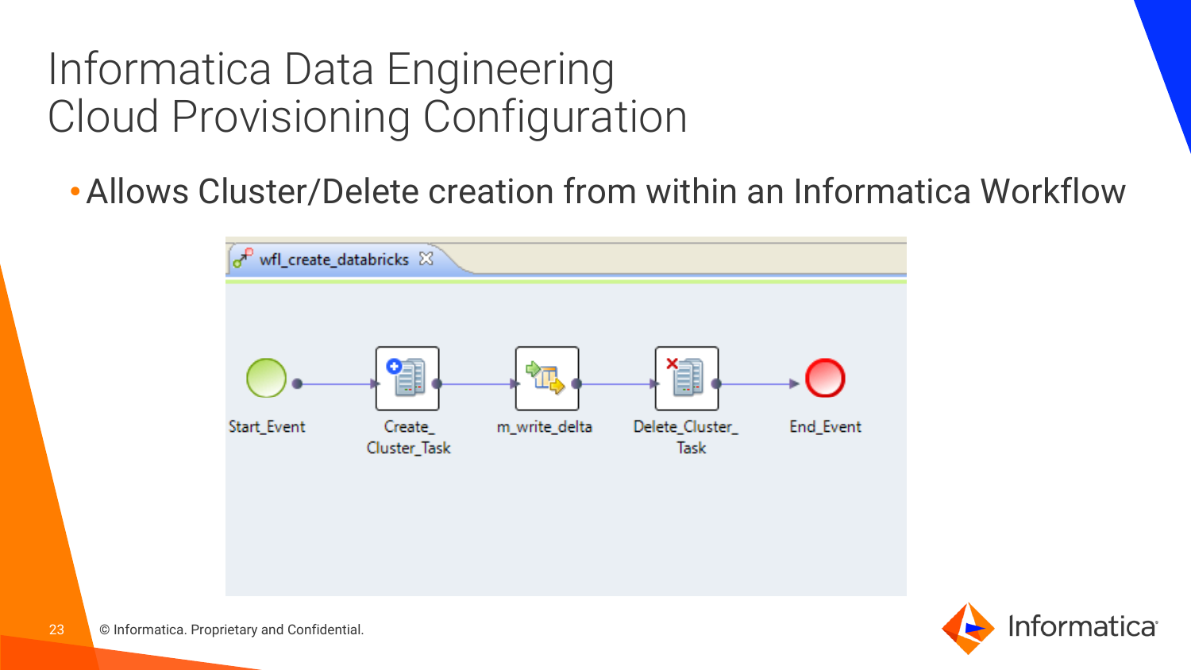# Informatica Data Engineering Cloud Provisioning Configuration

- Allows Cluster/Delete creation from within an Informatica Workflow

wfl_create_databricks

Start_Event → Create_Cluster_Task → m_write_delta → Delete_Cluster_Task → End_Event

© Informatica. Proprietary and Confidential.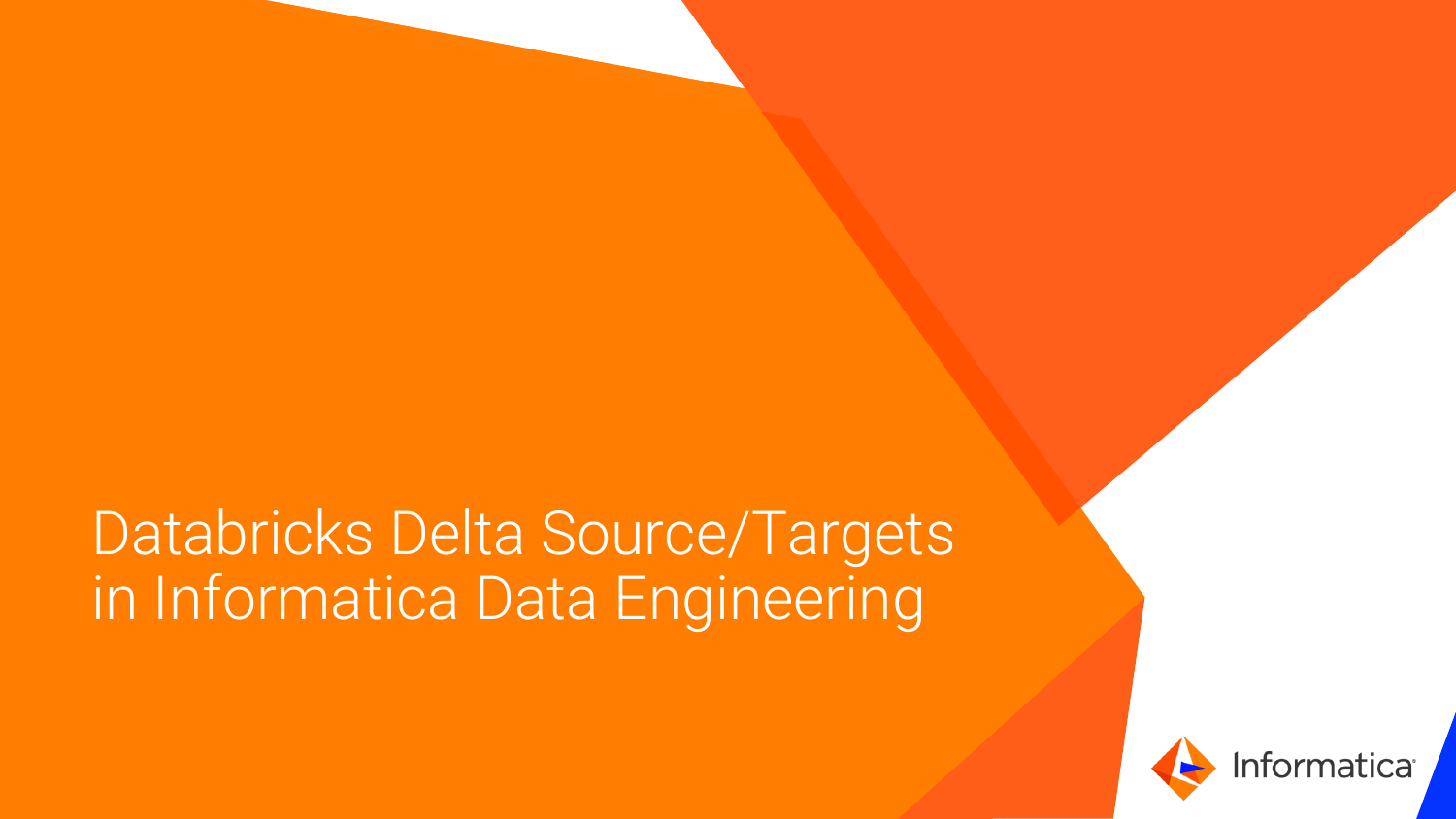# Databricks Delta Source/Targets in Informatica Data Engineering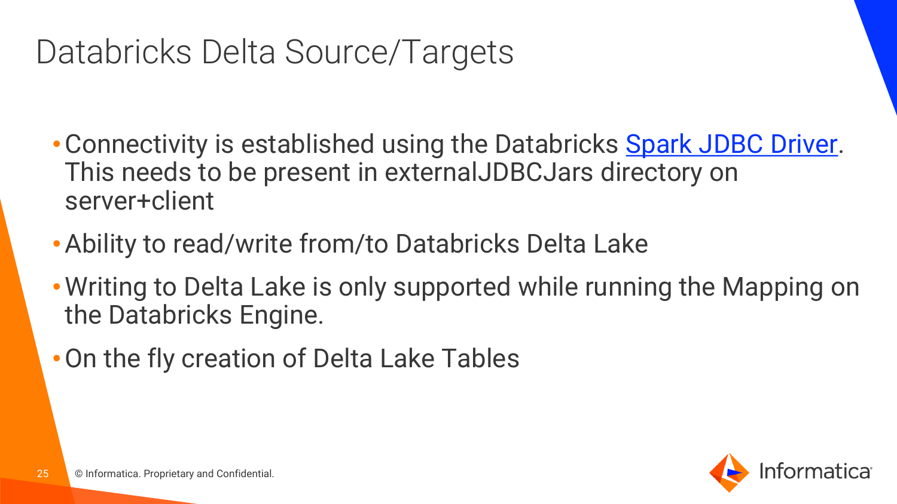# Databricks Delta Source/Targets

- Connectivity is established using the Databricks Spark JDBC Driver. This needs to be present in externalJDBCJars directory on server+client
- Ability to read/write from/to Databricks Delta Lake
- Writing to Delta Lake is only supported while running the Mapping on the Databricks Engine.
- On the fly creation of Delta Lake Tables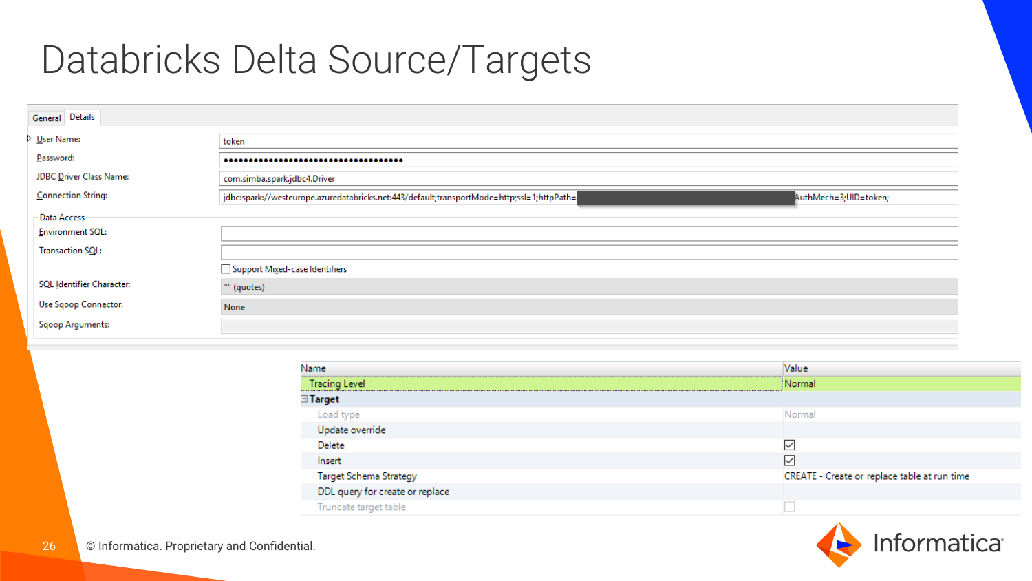# Databricks Delta Source/Targets

General | Details

| | |
|---|---|
| User Name: | token |
| Password: | ••••••••••••••••••••••••••••••••••••• |
| JDBC Driver Class Name: | com.simba.spark.jdbc4.Driver |
| Connection String: | jdbc:spark://westeurope.azuredatabricks.net:443/default;transportMode=http;ssl=1;httpPath= ████████ AuthMech=3;UID=token; |

Data Access

| | |
|---|---|
| Environment SQL: | |
| Transaction SQL: | |
| | ☐ Support Mixed-case Identifiers |
| SQL Identifier Character: | "" (quotes) |
| Use Sqoop Connector: | None |
| Sqoop Arguments: | |

| Name | Value |
|---|---|
| Tracing Level | Normal |
| **⊟ Target** | |
| Load type | Normal |
| Update override | |
| Delete | ☑ |
| Insert | ☑ |
| Target Schema Strategy | CREATE - Create or replace table at run time |
| DDL query for create or replace | |
| Truncate target table | ☐ |

© Informatica. Proprietary and Confidential.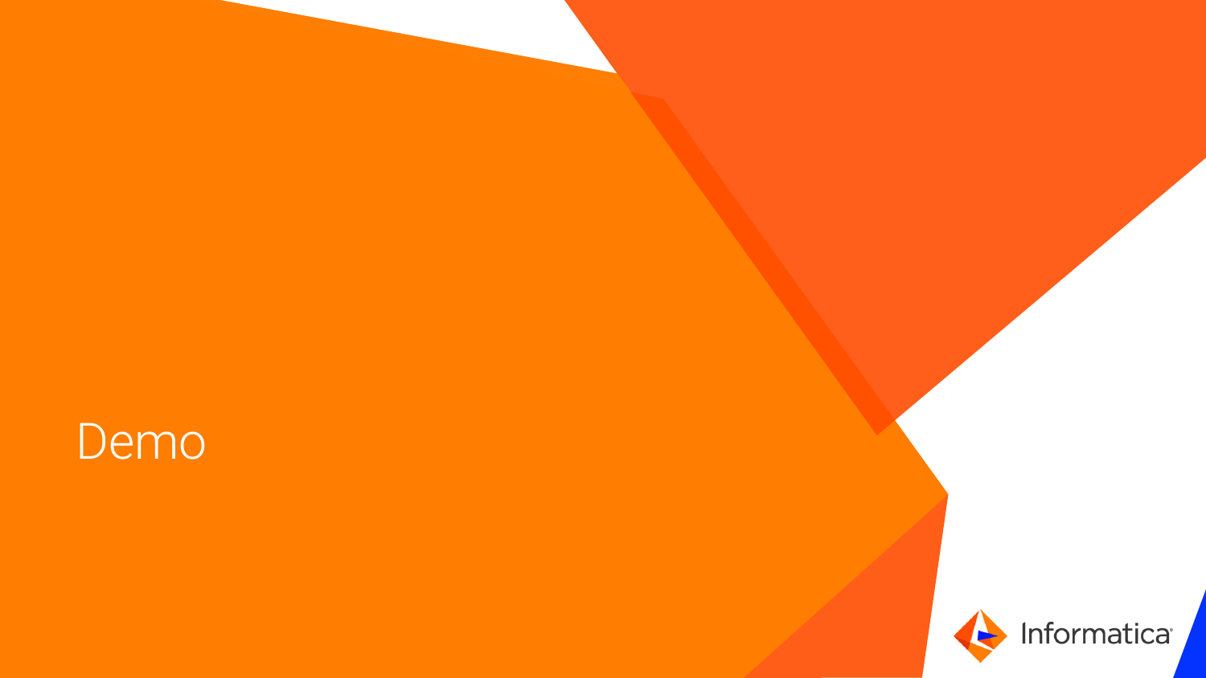# Demo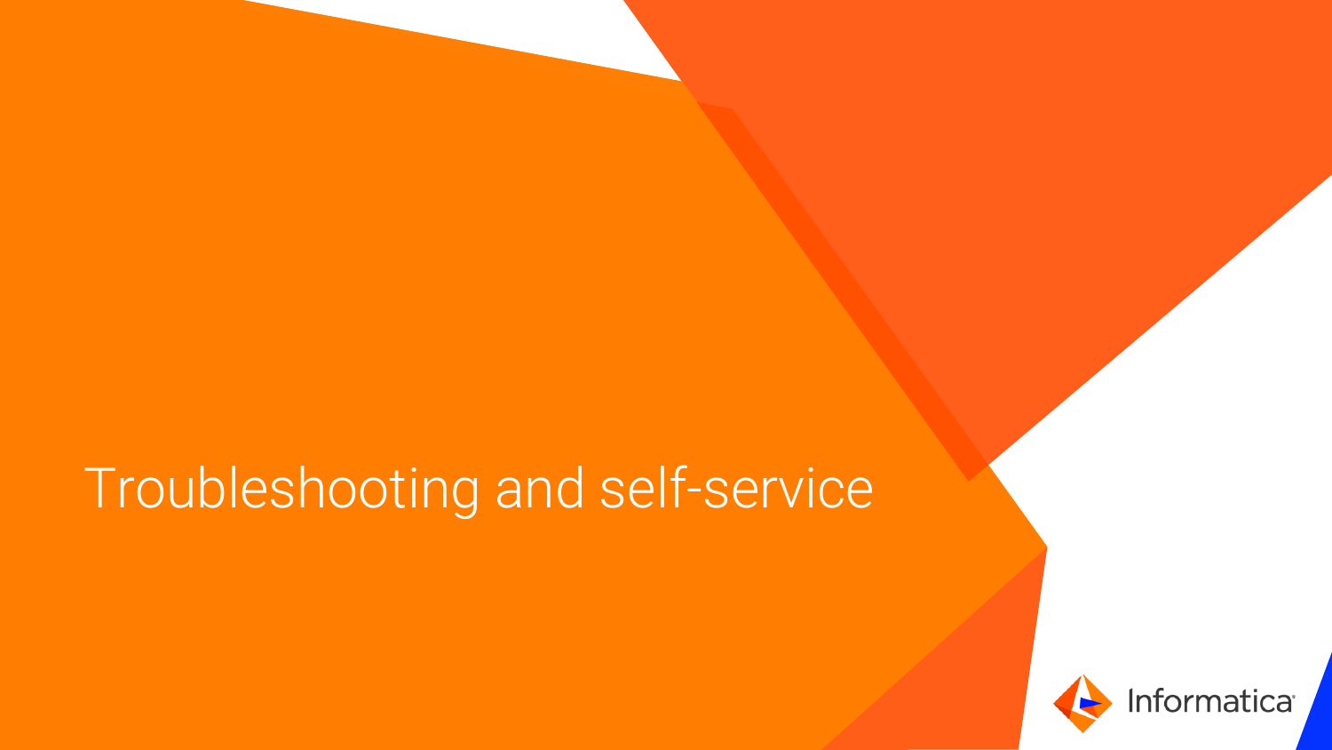# Troubleshooting and self-service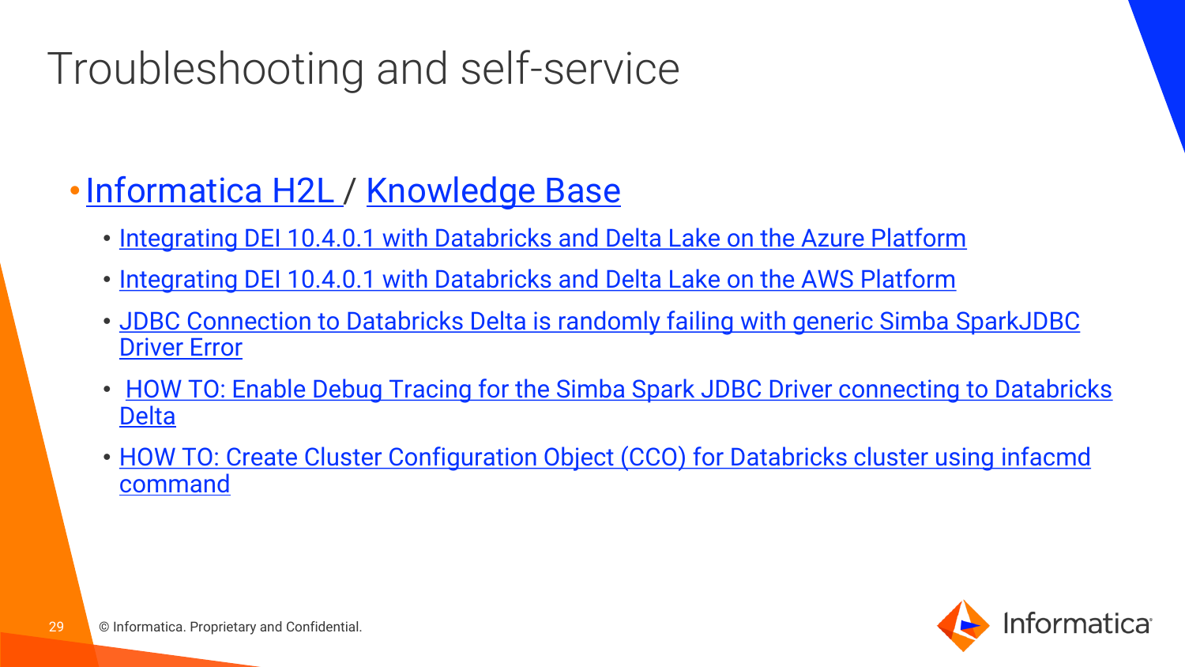# Troubleshooting and self-service

- Informatica H2L / Knowledge Base
  - Integrating DEI 10.4.0.1 with Databricks and Delta Lake on the Azure Platform
  - Integrating DEI 10.4.0.1 with Databricks and Delta Lake on the AWS Platform
  - JDBC Connection to Databricks Delta is randomly failing with generic Simba SparkJDBC Driver Error
  - HOW TO: Enable Debug Tracing for the Simba Spark JDBC Driver connecting to Databricks Delta
  - HOW TO: Create Cluster Configuration Object (CCO) for Databricks cluster using infacmd command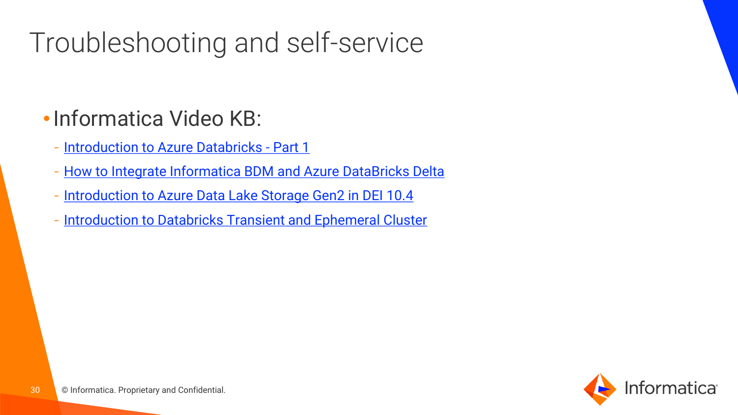# Troubleshooting and self-service

- Informatica Video KB:
  - Introduction to Azure Databricks - Part 1
  - How to Integrate Informatica BDM and Azure DataBricks Delta
  - Introduction to Azure Data Lake Storage Gen2 in DEI 10.4
  - Introduction to Databricks Transient and Ephemeral Cluster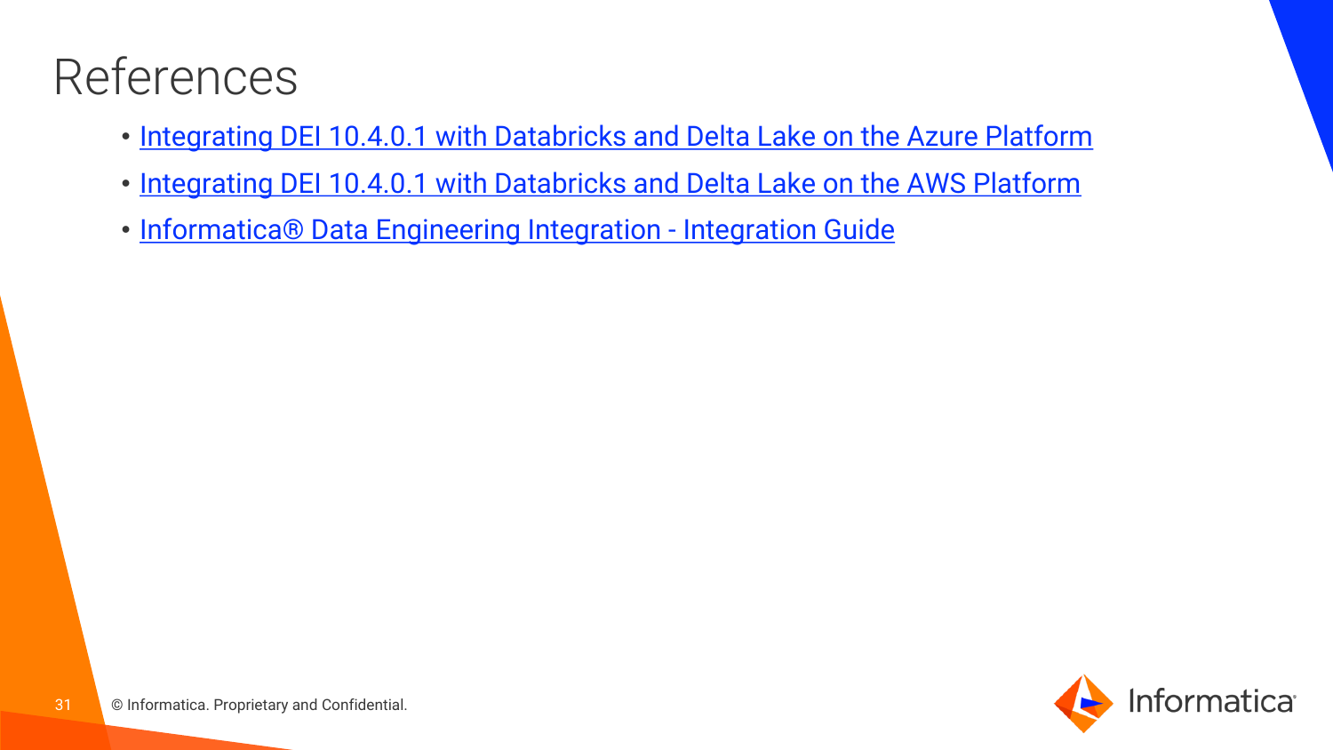# References

- Integrating DEI 10.4.0.1 with Databricks and Delta Lake on the Azure Platform
- Integrating DEI 10.4.0.1 with Databricks and Delta Lake on the AWS Platform
- Informatica® Data Engineering Integration - Integration Guide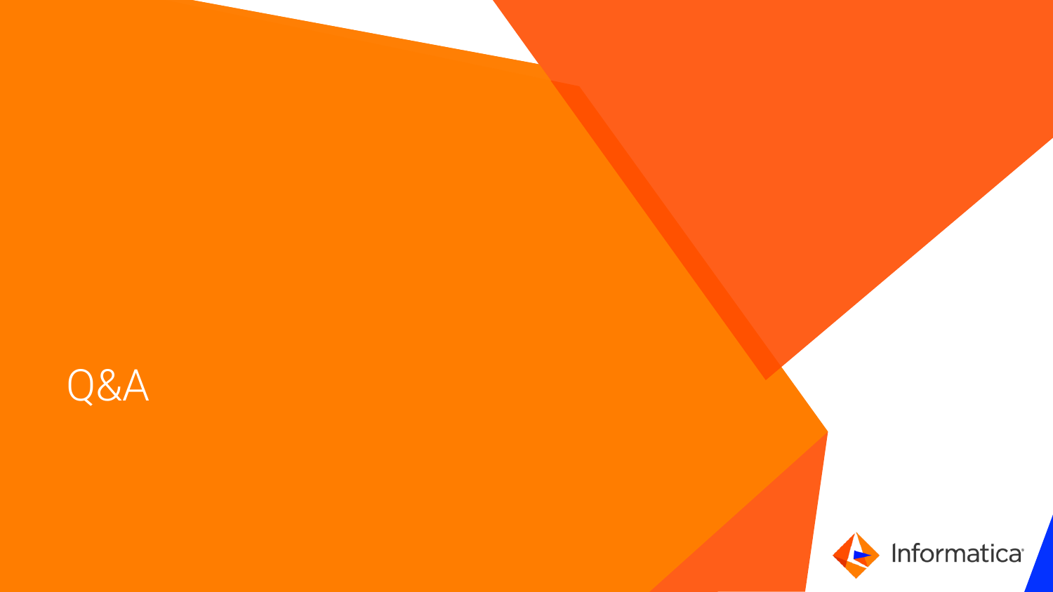# Q&A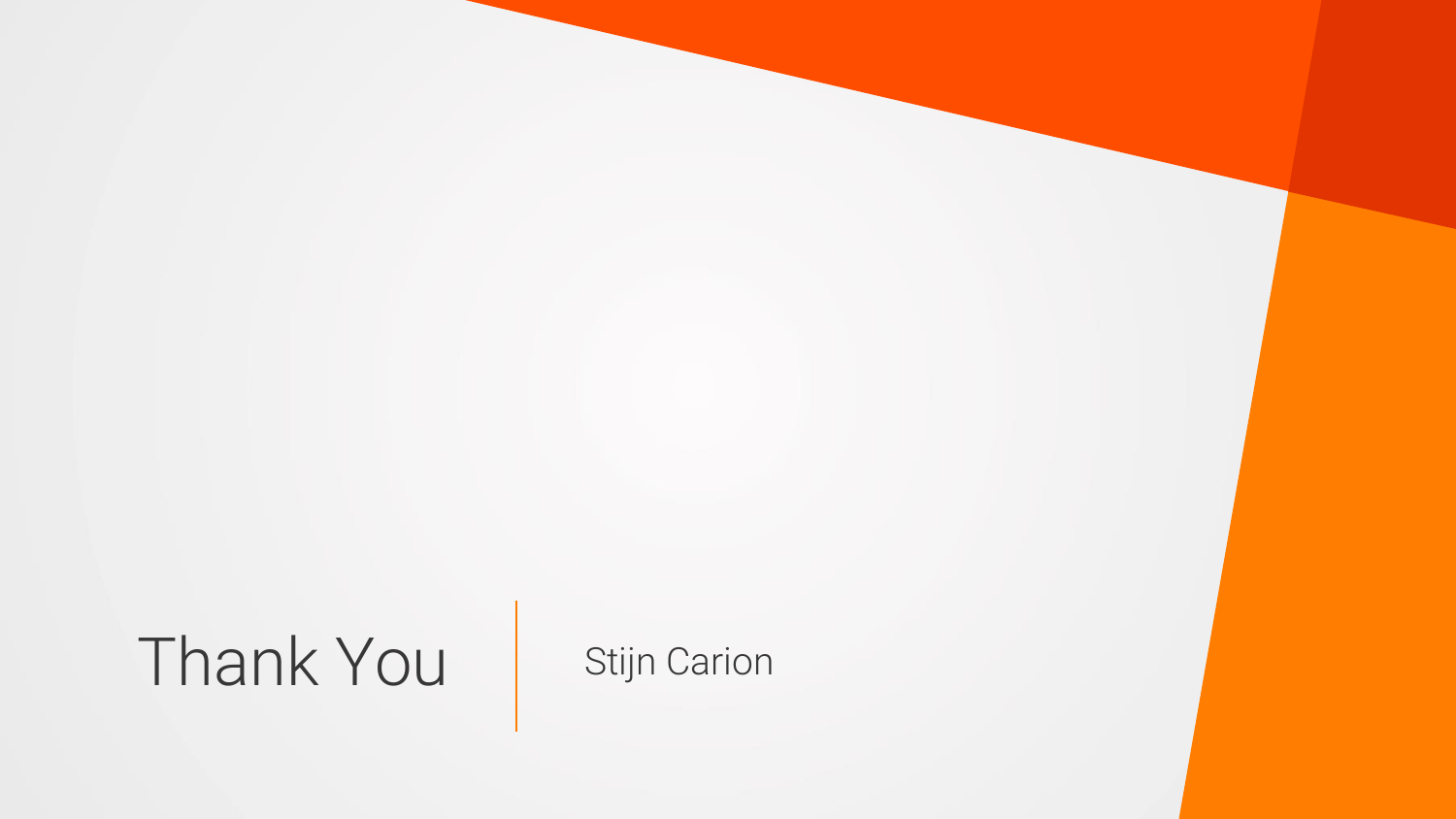# Thank You

Stijn Carion